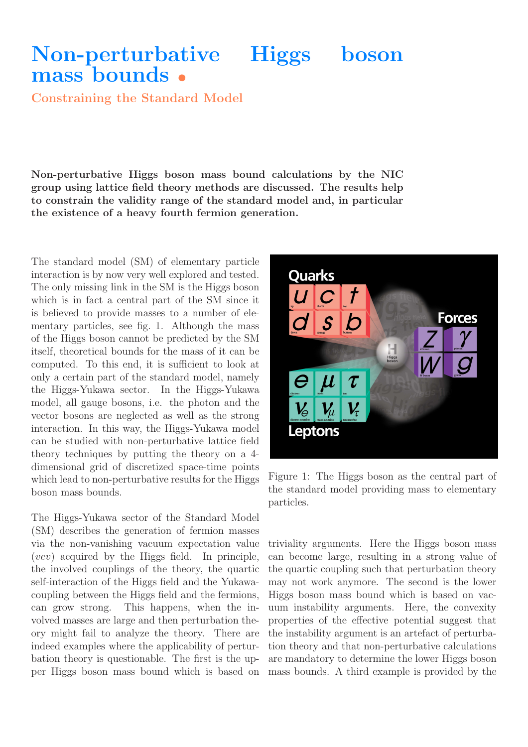# Non-perturbative Higgs boson mass bounds

## Constraining the Standard Model

**Non-perturbative Higgs boson mass bound calculations by the NIC group using lattice field theory methods are discussed. The results help to constrain the validity range of the standard model and, in particular the existence of a heavy fourth fermion generation.**

The standard model (SM) of elementary particle interaction is by now very well explored and tested. The only missing link in the SM is the Higgs boson which is in fact a central part of the SM since it is believed to provide masses to a number of elementary particles, see fig. 1. Although the mass of the Higgs boson cannot be predicted by the SM itself, theoretical bounds for the mass of it can be computed. To this end, it is sufficient to look at only a certain part of the standard model, namely the Higgs-Yukawa sector. In the Higgs-Yukawa model, all gauge bosons, i.e. the photon and the vector bosons are neglected as well as the strong interaction. In this way, the Higgs-Yukawa model can be studied with non-perturbative lattice field theory techniques by putting the theory on a 4-dimensional grid of discretized space-time points which lead to non-perturbative results for the Higgs boson mass bounds.

Figure 1: The Higgs boson as the central part of the standard model providing mass to elementary particles.

The Higgs-Yukawa sector of the Standard Model (SM) describes the generation of fermion masses via the non-vanishing vacuum expectation value (*vev*) acquired by the Higgs field. In principle, the involved couplings of the theory, the quartic self-interaction of the Higgs field and the Yukawa-coupling between the Higgs field and the fermions, can grow strong. This happens, when the involved masses are large and then perturbation theory might fail to analyze the theory. There are indeed examples where the applicability of perturbation theory is questionable. The first is the upper Higgs boson mass bound which is based on triviality arguments. Here the Higgs boson mass can become large, resulting in a strong value of the quartic coupling such that perturbation theory may not work anymore. The second is the lower Higgs boson mass bound which is based on vacuum instability arguments. Here, the convexity properties of the effective potential suggest that the instability argument is an artefact of perturbation theory and that non-perturbative calculations are mandatory to determine the lower Higgs boson mass bounds. A third example is provided by the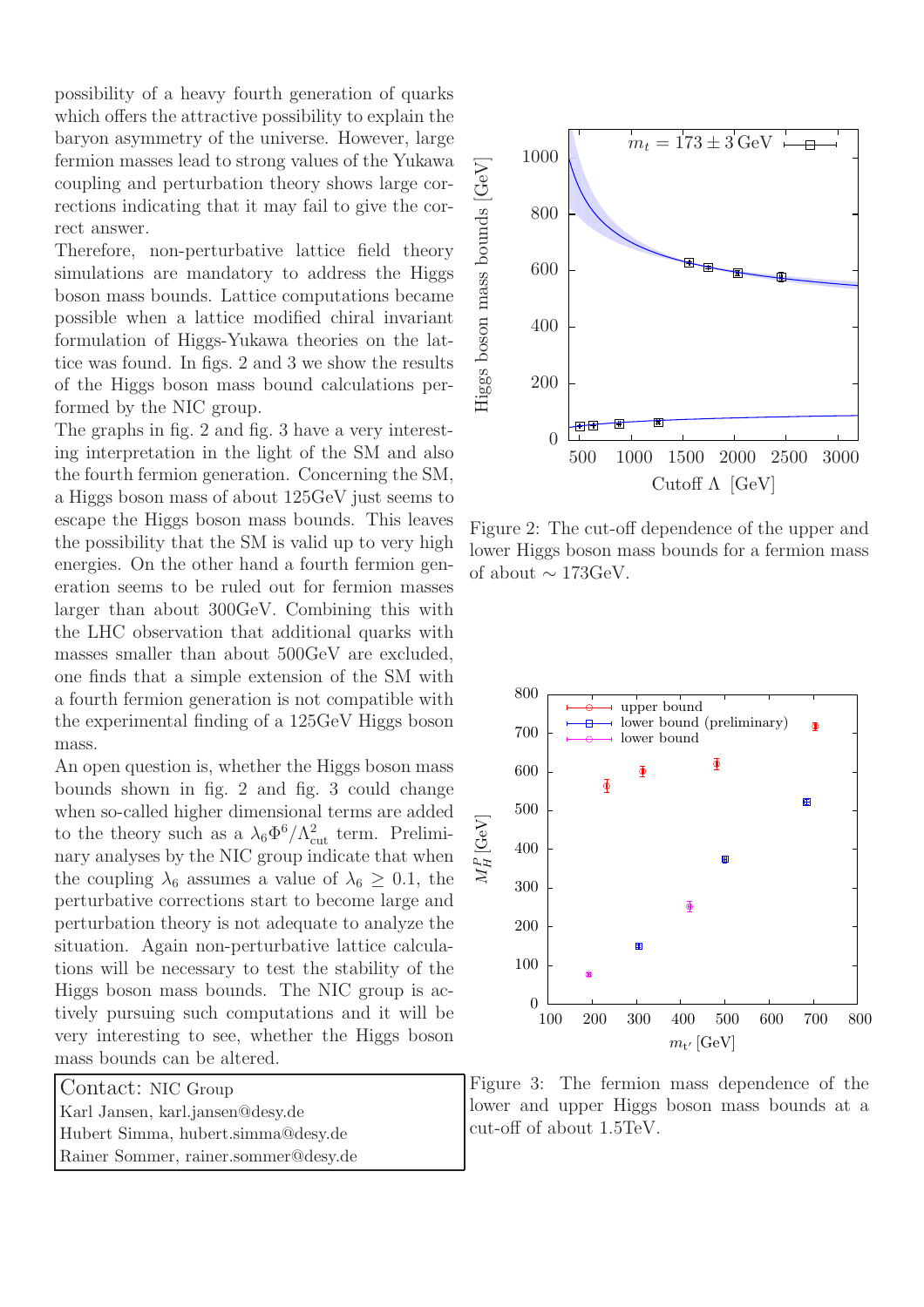possibility of a heavy fourth generation of quarks which offers the attractive possibility to explain the baryon asymmetry of the universe. However, large fermion masses lead to strong values of the Yukawa coupling and perturbation theory shows large corrections indicating that it may fail to give the correct answer.

Therefore, non-perturbative lattice field theory simulations are mandatory to address the Higgs boson mass bounds. Lattice computations became possible when a lattice modified chiral invariant formulation of Higgs-Yukawa theories on the lattice was found. In figs. 2 and 3 we show the results of the Higgs boson mass bound calculations performed by the NIC group.

The graphs in fig. 2 and fig. 3 have a very interesting interpretation in the light of the SM and also the fourth fermion generation. Concerning the SM, a Higgs boson mass of about 125GeV just seems to escape the Higgs boson mass bounds. This leaves the possibility that the SM is valid up to very high energies. On the other hand a fourth fermion generation seems to be ruled out for fermion masses larger than about 300GeV. Combining this with the LHC observation that additional quarks with masses smaller than about 500GeV are excluded, one finds that a simple extension of the SM with a fourth fermion generation is not compatible with the experimental finding of a 125GeV Higgs boson mass.

An open question is, whether the Higgs boson mass bounds shown in fig. 2 and fig. 3 could change when so-called higher dimensional terms are added to the theory such as a $\lambda_6\Phi^6/\Lambda_{\mathrm{cut}}^2$ term. Preliminary analyses by the NIC group indicate that when the coupling $\lambda_6$ assumes a value of $\lambda_6 \geq 0.1$, the perturbative corrections start to become large and perturbation theory is not adequate to analyze the situation. Again non-perturbative lattice calculations will be necessary to test the stability of the Higgs boson mass bounds. The NIC group is actively pursuing such computations and it will be very interesting to see, whether the Higgs boson mass bounds can be altered.

Contact: NIC Group
Karl Jansen, karl.jansen@desy.de
Hubert Simma, hubert.simma@desy.de
Rainer Sommer, rainer.sommer@desy.de

$m_t = 173 \pm 3\,\mathrm{GeV}$

Higgs boson mass bounds [GeV]

Cutoff $\Lambda$ [GeV]

Figure 2: The cut-off dependence of the upper and lower Higgs boson mass bounds for a fermion mass of about $\sim 173$GeV.

upper bound
lower bound (preliminary)
lower bound

$M_H^P$ [GeV]

$m_{t'}$ [GeV]

Figure 3: The fermion mass dependence of the lower and upper Higgs boson mass bounds at a cut-off of about 1.5TeV.